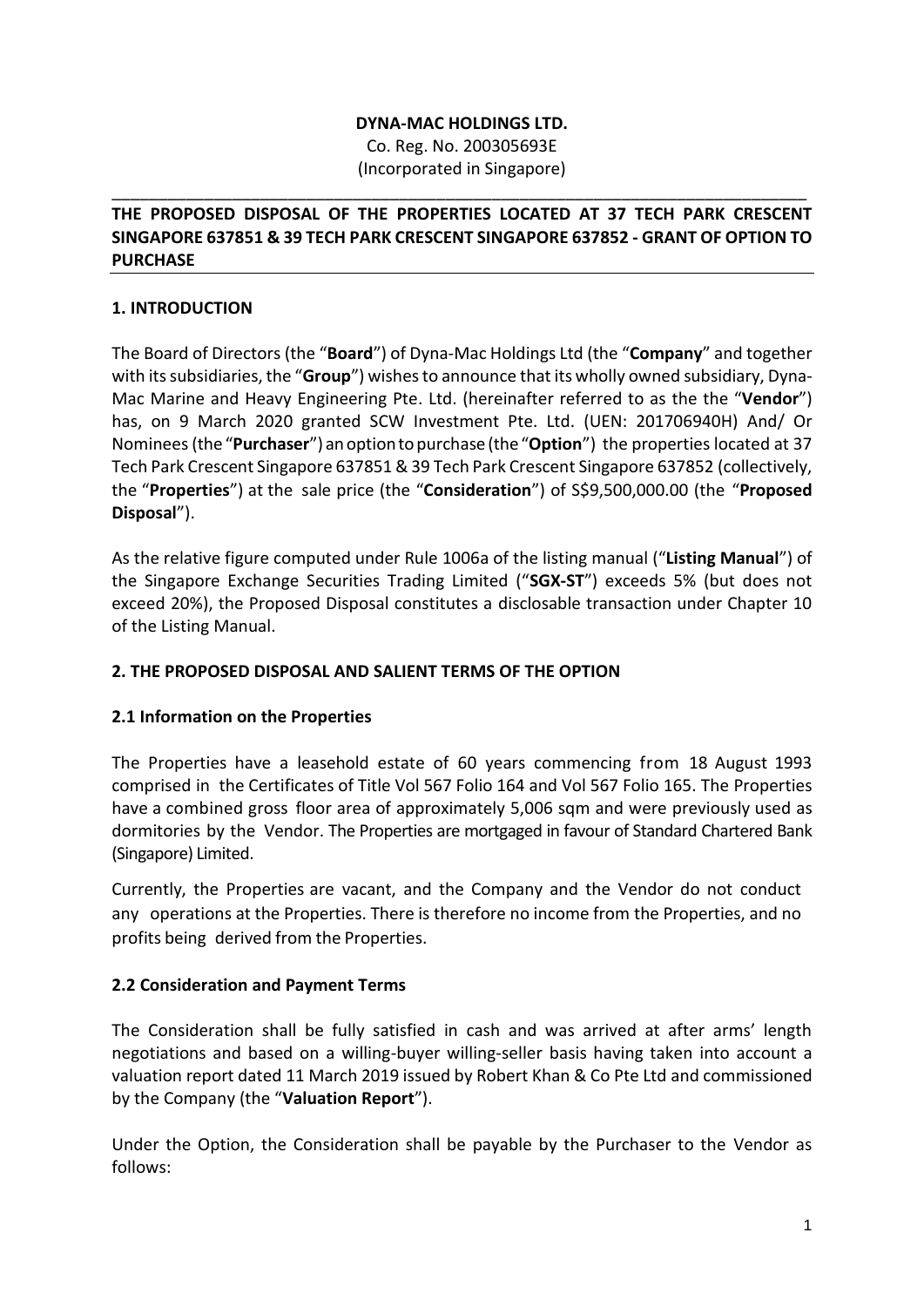**DYNA-MAC HOLDINGS LTD.**
Co. Reg. No. 200305693E
(Incorporated in Singapore)

---

## THE PROPOSED DISPOSAL OF THE PROPERTIES LOCATED AT 37 TECH PARK CRESCENT SINGAPORE 637851 & 39 TECH PARK CRESCENT SINGAPORE 637852 - GRANT OF OPTION TO PURCHASE

### 1. INTRODUCTION

The Board of Directors (the "**Board**") of Dyna-Mac Holdings Ltd (the "**Company**" and together with its subsidiaries, the "**Group**") wishes to announce that its wholly owned subsidiary, Dyna-Mac Marine and Heavy Engineering Pte. Ltd. (hereinafter referred to as the the "**Vendor**") has, on 9 March 2020 granted SCW Investment Pte. Ltd. (UEN: 201706940H) And/ Or Nominees (the "**Purchaser**") an option to purchase (the "**Option**") the properties located at 37 Tech Park Crescent Singapore 637851 & 39 Tech Park Crescent Singapore 637852 (collectively, the "**Properties**") at the sale price (the "**Consideration**") of S$9,500,000.00 (the "**Proposed Disposal**").

As the relative figure computed under Rule 1006a of the listing manual ("**Listing Manual**") of the Singapore Exchange Securities Trading Limited ("**SGX-ST**") exceeds 5% (but does not exceed 20%), the Proposed Disposal constitutes a disclosable transaction under Chapter 10 of the Listing Manual.

### 2. THE PROPOSED DISPOSAL AND SALIENT TERMS OF THE OPTION

#### 2.1 Information on the Properties

The Properties have a leasehold estate of 60 years commencing from 18 August 1993 comprised in the Certificates of Title Vol 567 Folio 164 and Vol 567 Folio 165. The Properties have a combined gross floor area of approximately 5,006 sqm and were previously used as dormitories by the Vendor. The Properties are mortgaged in favour of Standard Chartered Bank (Singapore) Limited.

Currently, the Properties are vacant, and the Company and the Vendor do not conduct any operations at the Properties. There is therefore no income from the Properties, and no profits being derived from the Properties.

#### 2.2 Consideration and Payment Terms

The Consideration shall be fully satisfied in cash and was arrived at after arms' length negotiations and based on a willing-buyer willing-seller basis having taken into account a valuation report dated 11 March 2019 issued by Robert Khan & Co Pte Ltd and commissioned by the Company (the "**Valuation Report**").

Under the Option, the Consideration shall be payable by the Purchaser to the Vendor as follows: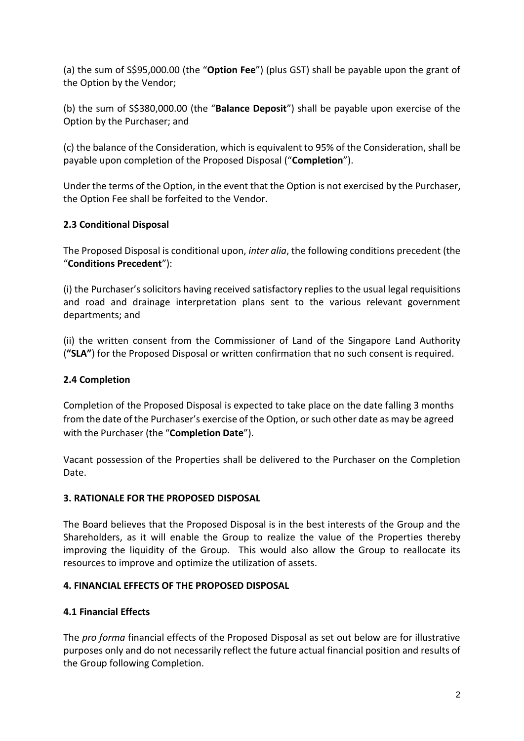(a) the sum of S$95,000.00 (the "**Option Fee**") (plus GST) shall be payable upon the grant of the Option by the Vendor;

(b) the sum of S$380,000.00 (the "**Balance Deposit**") shall be payable upon exercise of the Option by the Purchaser; and

(c) the balance of the Consideration, which is equivalent to 95% of the Consideration, shall be payable upon completion of the Proposed Disposal ("**Completion**").

Under the terms of the Option, in the event that the Option is not exercised by the Purchaser, the Option Fee shall be forfeited to the Vendor.

### 2.3 Conditional Disposal

The Proposed Disposal is conditional upon, *inter alia*, the following conditions precedent (the "**Conditions Precedent**"):

(i) the Purchaser's solicitors having received satisfactory replies to the usual legal requisitions and road and drainage interpretation plans sent to the various relevant government departments; and

(ii) the written consent from the Commissioner of Land of the Singapore Land Authority (**"SLA"**) for the Proposed Disposal or written confirmation that no such consent is required.

### 2.4 Completion

Completion of the Proposed Disposal is expected to take place on the date falling 3 months from the date of the Purchaser's exercise of the Option, or such other date as may be agreed with the Purchaser (the "**Completion Date**").

Vacant possession of the Properties shall be delivered to the Purchaser on the Completion Date.

## 3. RATIONALE FOR THE PROPOSED DISPOSAL

The Board believes that the Proposed Disposal is in the best interests of the Group and the Shareholders, as it will enable the Group to realize the value of the Properties thereby improving the liquidity of the Group. This would also allow the Group to reallocate its resources to improve and optimize the utilization of assets.

## 4. FINANCIAL EFFECTS OF THE PROPOSED DISPOSAL

### 4.1 Financial Effects

The *pro forma* financial effects of the Proposed Disposal as set out below are for illustrative purposes only and do not necessarily reflect the future actual financial position and results of the Group following Completion.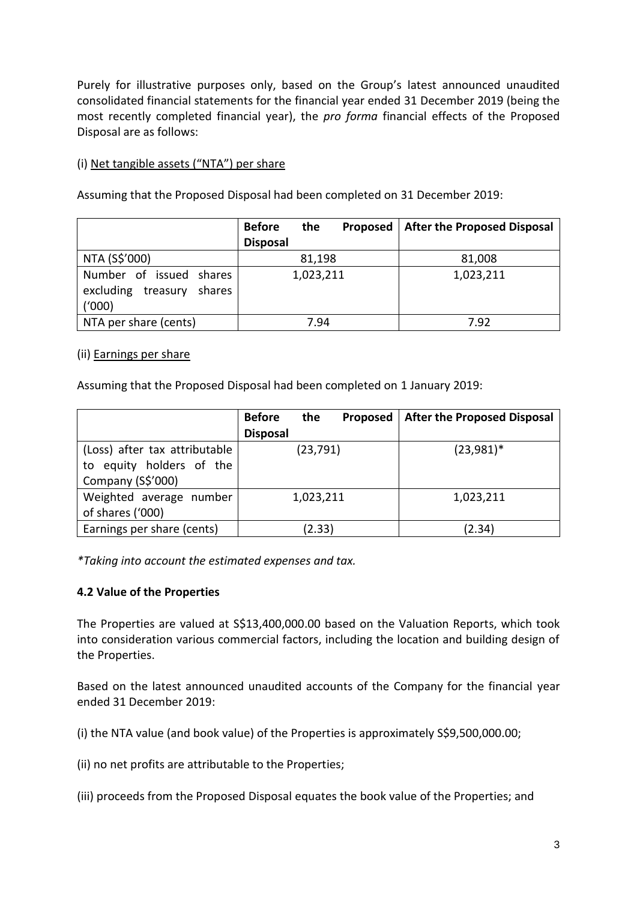Purely for illustrative purposes only, based on the Group's latest announced unaudited consolidated financial statements for the financial year ended 31 December 2019 (being the most recently completed financial year), the *pro forma* financial effects of the Proposed Disposal are as follows:

(i) Net tangible assets ("NTA") per share

Assuming that the Proposed Disposal had been completed on 31 December 2019:

| | **Before the Proposed Disposal** | **After the Proposed Disposal** |
|---|---|---|
| NTA (S$'000) | 81,198 | 81,008 |
| Number of issued shares excluding treasury shares ('000) | 1,023,211 | 1,023,211 |
| NTA per share (cents) | 7.94 | 7.92 |

(ii) Earnings per share

Assuming that the Proposed Disposal had been completed on 1 January 2019:

| | **Before the Proposed Disposal** | **After the Proposed Disposal** |
|---|---|---|
| (Loss) after tax attributable to equity holders of the Company (S$'000) | (23,791) | (23,981)* |
| Weighted average number of shares ('000) | 1,023,211 | 1,023,211 |
| Earnings per share (cents) | (2.33) | (2.34) |

*\*Taking into account the estimated expenses and tax.*

**4.2 Value of the Properties**

The Properties are valued at S$13,400,000.00 based on the Valuation Reports, which took into consideration various commercial factors, including the location and building design of the Properties.

Based on the latest announced unaudited accounts of the Company for the financial year ended 31 December 2019:

(i) the NTA value (and book value) of the Properties is approximately S$9,500,000.00;

(ii) no net profits are attributable to the Properties;

(iii) proceeds from the Proposed Disposal equates the book value of the Properties; and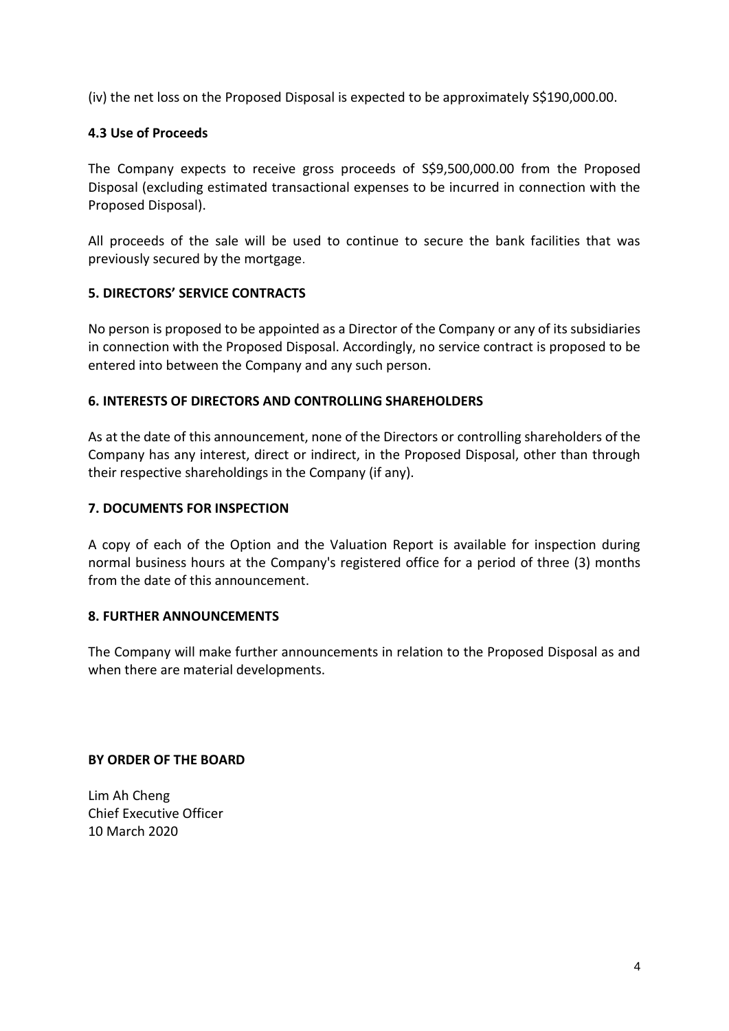(iv) the net loss on the Proposed Disposal is expected to be approximately S$190,000.00.

**4.3 Use of Proceeds**

The Company expects to receive gross proceeds of S$9,500,000.00 from the Proposed Disposal (excluding estimated transactional expenses to be incurred in connection with the Proposed Disposal).

All proceeds of the sale will be used to continue to secure the bank facilities that was previously secured by the mortgage.

**5. DIRECTORS' SERVICE CONTRACTS**

No person is proposed to be appointed as a Director of the Company or any of its subsidiaries in connection with the Proposed Disposal. Accordingly, no service contract is proposed to be entered into between the Company and any such person.

**6. INTERESTS OF DIRECTORS AND CONTROLLING SHAREHOLDERS**

As at the date of this announcement, none of the Directors or controlling shareholders of the Company has any interest, direct or indirect, in the Proposed Disposal, other than through their respective shareholdings in the Company (if any).

**7. DOCUMENTS FOR INSPECTION**

A copy of each of the Option and the Valuation Report is available for inspection during normal business hours at the Company's registered office for a period of three (3) months from the date of this announcement.

**8. FURTHER ANNOUNCEMENTS**

The Company will make further announcements in relation to the Proposed Disposal as and when there are material developments.

**BY ORDER OF THE BOARD**

Lim Ah Cheng
Chief Executive Officer
10 March 2020